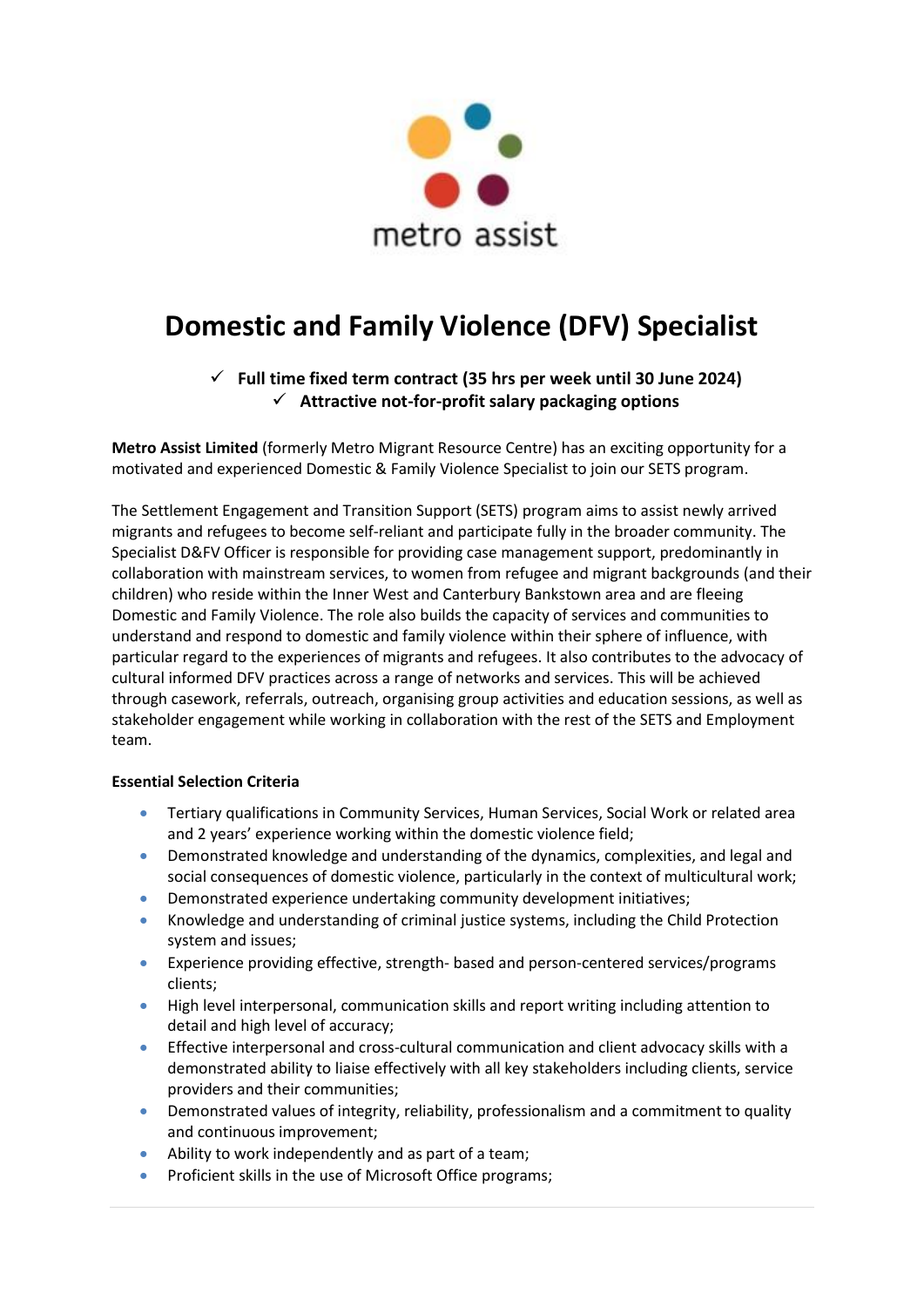metro assist

# Domestic and Family Violence (DFV) Specialist

- ✓ **Full time fixed term contract (35 hrs per week until 30 June 2024)**
- ✓ **Attractive not-for-profit salary packaging options**

**Metro Assist Limited** (formerly Metro Migrant Resource Centre) has an exciting opportunity for a motivated and experienced Domestic & Family Violence Specialist to join our SETS program.

The Settlement Engagement and Transition Support (SETS) program aims to assist newly arrived migrants and refugees to become self-reliant and participate fully in the broader community. The Specialist D&FV Officer is responsible for providing case management support, predominantly in collaboration with mainstream services, to women from refugee and migrant backgrounds (and their children) who reside within the Inner West and Canterbury Bankstown area and are fleeing Domestic and Family Violence. The role also builds the capacity of services and communities to understand and respond to domestic and family violence within their sphere of influence, with particular regard to the experiences of migrants and refugees. It also contributes to the advocacy of cultural informed DFV practices across a range of networks and services. This will be achieved through casework, referrals, outreach, organising group activities and education sessions, as well as stakeholder engagement while working in collaboration with the rest of the SETS and Employment team.

**Essential Selection Criteria**

- Tertiary qualifications in Community Services, Human Services, Social Work or related area and 2 years' experience working within the domestic violence field;
- Demonstrated knowledge and understanding of the dynamics, complexities, and legal and social consequences of domestic violence, particularly in the context of multicultural work;
- Demonstrated experience undertaking community development initiatives;
- Knowledge and understanding of criminal justice systems, including the Child Protection system and issues;
- Experience providing effective, strength- based and person-centered services/programs clients;
- High level interpersonal, communication skills and report writing including attention to detail and high level of accuracy;
- Effective interpersonal and cross-cultural communication and client advocacy skills with a demonstrated ability to liaise effectively with all key stakeholders including clients, service providers and their communities;
- Demonstrated values of integrity, reliability, professionalism and a commitment to quality and continuous improvement;
- Ability to work independently and as part of a team;
- Proficient skills in the use of Microsoft Office programs;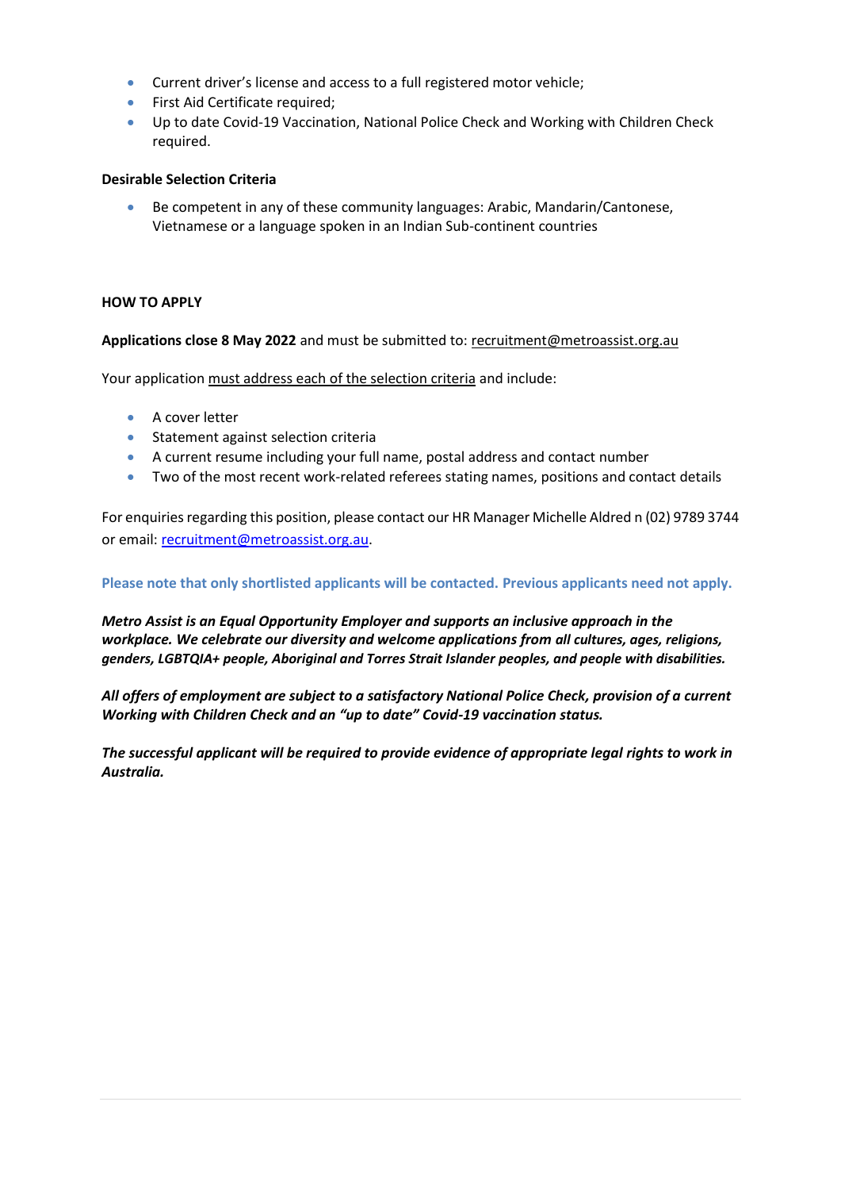- Current driver's license and access to a full registered motor vehicle;
- First Aid Certificate required;
- Up to date Covid-19 Vaccination, National Police Check and Working with Children Check required.

**Desirable Selection Criteria**

- Be competent in any of these community languages: Arabic, Mandarin/Cantonese, Vietnamese or a language spoken in an Indian Sub-continent countries

**HOW TO APPLY**

**Applications close 8 May 2022** and must be submitted to: recruitment@metroassist.org.au

Your application must address each of the selection criteria and include:

- A cover letter
- Statement against selection criteria
- A current resume including your full name, postal address and contact number
- Two of the most recent work-related referees stating names, positions and contact details

For enquiries regarding this position, please contact our HR Manager Michelle Aldred n (02) 9789 3744 or email: recruitment@metroassist.org.au.

**Please note that only shortlisted applicants will be contacted. Previous applicants need not apply.**

***Metro Assist is an Equal Opportunity Employer and supports an inclusive approach in the workplace. We celebrate our diversity and welcome applications from all cultures, ages, religions, genders, LGBTQIA+ people, Aboriginal and Torres Strait Islander peoples, and people with disabilities.***

***All offers of employment are subject to a satisfactory National Police Check, provision of a current Working with Children Check and an "up to date" Covid-19 vaccination status.***

***The successful applicant will be required to provide evidence of appropriate legal rights to work in Australia.***